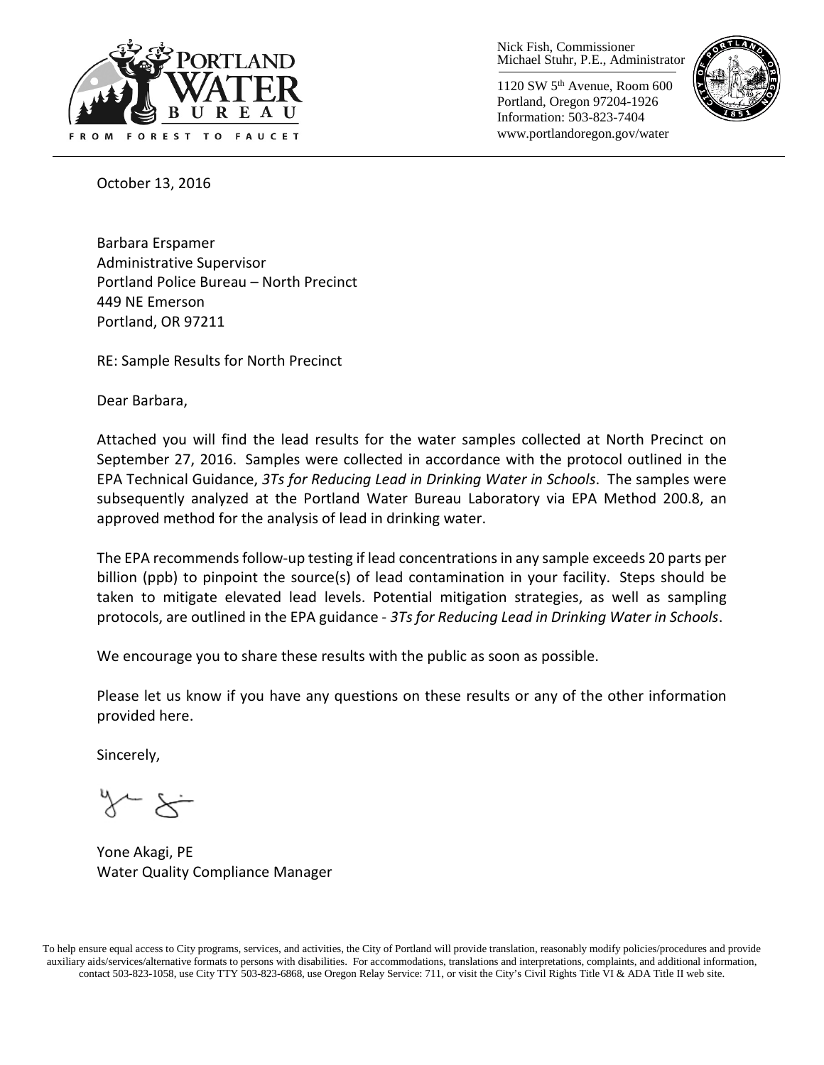PORTLAND WATER BUREAU

FROM FOREST TO FAUCET

Nick Fish, Commissioner
Michael Stuhr, P.E., Administrator

1120 SW 5th Avenue, Room 600
Portland, Oregon 97204-1926
Information: 503-823-7404
www.portlandoregon.gov/water

October 13, 2016

Barbara Erspamer
Administrative Supervisor
Portland Police Bureau – North Precinct
449 NE Emerson
Portland, OR 97211

RE: Sample Results for North Precinct

Dear Barbara,

Attached you will find the lead results for the water samples collected at North Precinct on September 27, 2016. Samples were collected in accordance with the protocol outlined in the EPA Technical Guidance, *3Ts for Reducing Lead in Drinking Water in Schools*. The samples were subsequently analyzed at the Portland Water Bureau Laboratory via EPA Method 200.8, an approved method for the analysis of lead in drinking water.

The EPA recommends follow-up testing if lead concentrations in any sample exceeds 20 parts per billion (ppb) to pinpoint the source(s) of lead contamination in your facility. Steps should be taken to mitigate elevated lead levels. Potential mitigation strategies, as well as sampling protocols, are outlined in the EPA guidance - *3Ts for Reducing Lead in Drinking Water in Schools*.

We encourage you to share these results with the public as soon as possible.

Please let us know if you have any questions on these results or any of the other information provided here.

Sincerely,

Yone Akagi, PE
Water Quality Compliance Manager

To help ensure equal access to City programs, services, and activities, the City of Portland will provide translation, reasonably modify policies/procedures and provide auxiliary aids/services/alternative formats to persons with disabilities. For accommodations, translations and interpretations, complaints, and additional information, contact 503-823-1058, use City TTY 503-823-6868, use Oregon Relay Service: 711, or visit the City's Civil Rights Title VI & ADA Title II web site.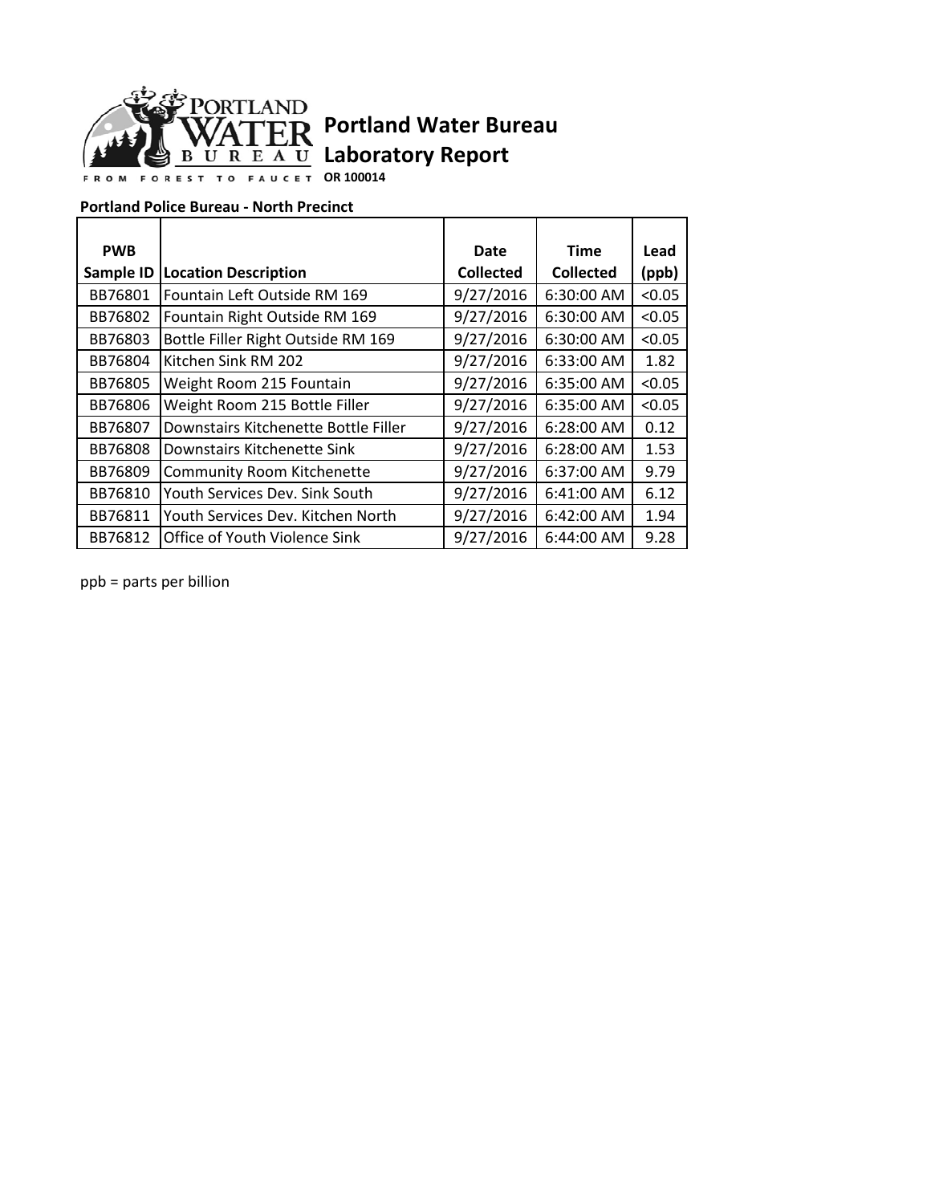# Portland Water Bureau
# Laboratory Report

FROM FOREST TO FAUCET **OR 100014**

**Portland Police Bureau - North Precinct**

| PWB Sample ID | Location Description | Date Collected | Time Collected | Lead (ppb) |
|---|---|---|---|---|
| BB76801 | Fountain Left Outside RM 169 | 9/27/2016 | 6:30:00 AM | <0.05 |
| BB76802 | Fountain Right Outside RM 169 | 9/27/2016 | 6:30:00 AM | <0.05 |
| BB76803 | Bottle Filler Right Outside RM 169 | 9/27/2016 | 6:30:00 AM | <0.05 |
| BB76804 | Kitchen Sink RM 202 | 9/27/2016 | 6:33:00 AM | 1.82 |
| BB76805 | Weight Room 215 Fountain | 9/27/2016 | 6:35:00 AM | <0.05 |
| BB76806 | Weight Room 215 Bottle Filler | 9/27/2016 | 6:35:00 AM | <0.05 |
| BB76807 | Downstairs Kitchenette Bottle Filler | 9/27/2016 | 6:28:00 AM | 0.12 |
| BB76808 | Downstairs Kitchenette Sink | 9/27/2016 | 6:28:00 AM | 1.53 |
| BB76809 | Community Room Kitchenette | 9/27/2016 | 6:37:00 AM | 9.79 |
| BB76810 | Youth Services Dev. Sink South | 9/27/2016 | 6:41:00 AM | 6.12 |
| BB76811 | Youth Services Dev. Kitchen North | 9/27/2016 | 6:42:00 AM | 1.94 |
| BB76812 | Office of Youth Violence Sink | 9/27/2016 | 6:44:00 AM | 9.28 |

ppb = parts per billion